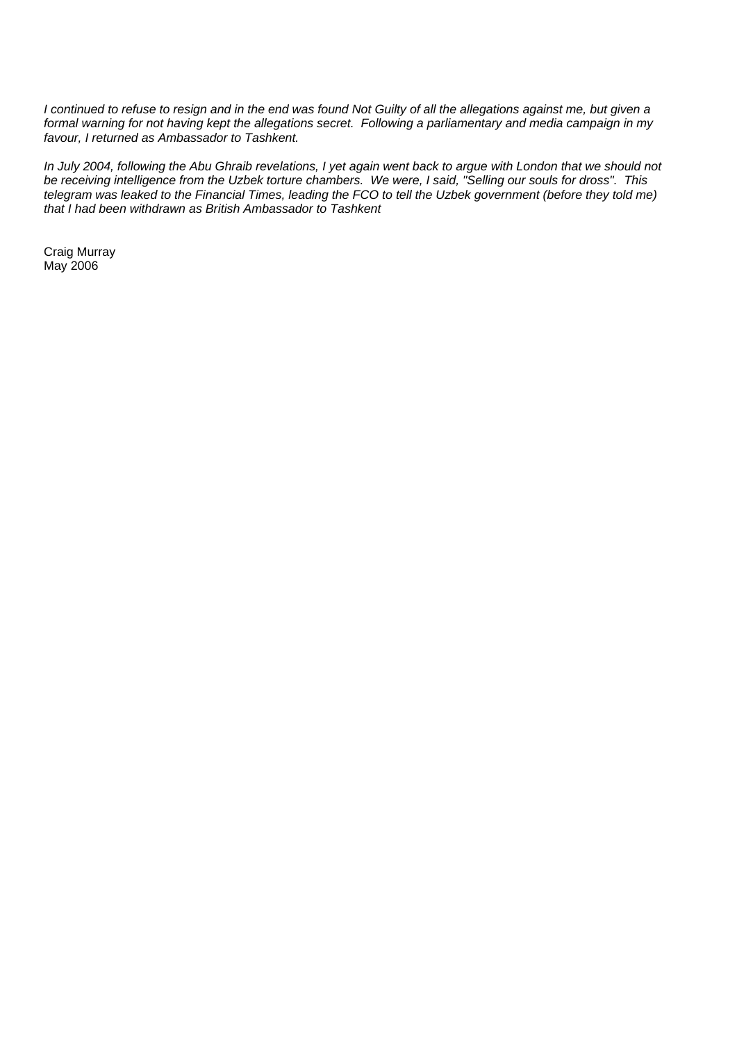*I continued to refuse to resign and in the end was found Not Guilty of all the allegations against me, but given a formal warning for not having kept the allegations secret. Following a parliamentary and media campaign in my favour, I returned as Ambassador to Tashkent.*

*In July 2004, following the Abu Ghraib revelations, I yet again went back to argue with London that we should not be receiving intelligence from the Uzbek torture chambers. We were, I said, "Selling our souls for dross". This telegram was leaked to the Financial Times, leading the FCO to tell the Uzbek government (before they told me) that I had been withdrawn as British Ambassador to Tashkent*

Craig Murray
May 2006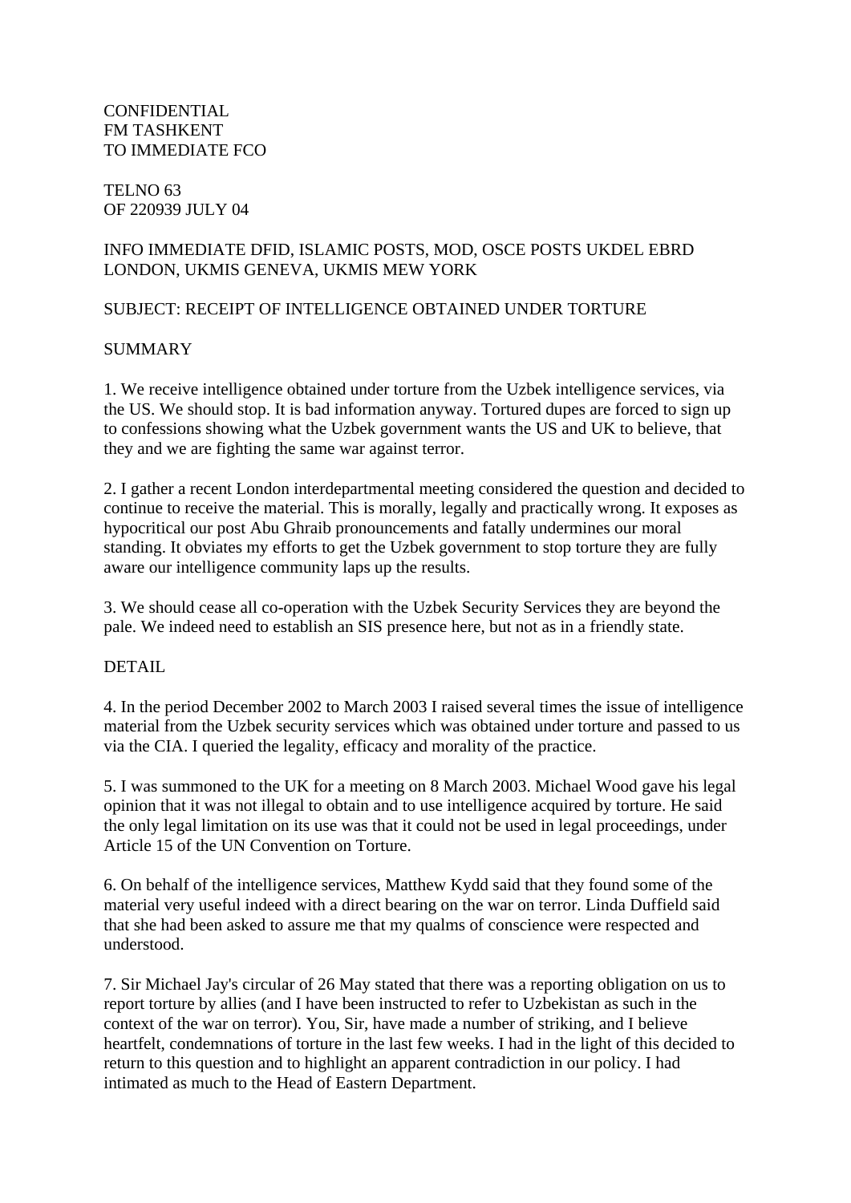CONFIDENTIAL
FM TASHKENT
TO IMMEDIATE FCO

TELNO 63
OF 220939 JULY 04

INFO IMMEDIATE DFID, ISLAMIC POSTS, MOD, OSCE POSTS UKDEL EBRD LONDON, UKMIS GENEVA, UKMIS MEW YORK

SUBJECT: RECEIPT OF INTELLIGENCE OBTAINED UNDER TORTURE

SUMMARY

1. We receive intelligence obtained under torture from the Uzbek intelligence services, via the US. We should stop. It is bad information anyway. Tortured dupes are forced to sign up to confessions showing what the Uzbek government wants the US and UK to believe, that they and we are fighting the same war against terror.

2. I gather a recent London interdepartmental meeting considered the question and decided to continue to receive the material. This is morally, legally and practically wrong. It exposes as hypocritical our post Abu Ghraib pronouncements and fatally undermines our moral standing. It obviates my efforts to get the Uzbek government to stop torture they are fully aware our intelligence community laps up the results.

3. We should cease all co-operation with the Uzbek Security Services they are beyond the pale. We indeed need to establish an SIS presence here, but not as in a friendly state.

DETAIL

4. In the period December 2002 to March 2003 I raised several times the issue of intelligence material from the Uzbek security services which was obtained under torture and passed to us via the CIA. I queried the legality, efficacy and morality of the practice.

5. I was summoned to the UK for a meeting on 8 March 2003. Michael Wood gave his legal opinion that it was not illegal to obtain and to use intelligence acquired by torture. He said the only legal limitation on its use was that it could not be used in legal proceedings, under Article 15 of the UN Convention on Torture.

6. On behalf of the intelligence services, Matthew Kydd said that they found some of the material very useful indeed with a direct bearing on the war on terror. Linda Duffield said that she had been asked to assure me that my qualms of conscience were respected and understood.

7. Sir Michael Jay's circular of 26 May stated that there was a reporting obligation on us to report torture by allies (and I have been instructed to refer to Uzbekistan as such in the context of the war on terror). You, Sir, have made a number of striking, and I believe heartfelt, condemnations of torture in the last few weeks. I had in the light of this decided to return to this question and to highlight an apparent contradiction in our policy. I had intimated as much to the Head of Eastern Department.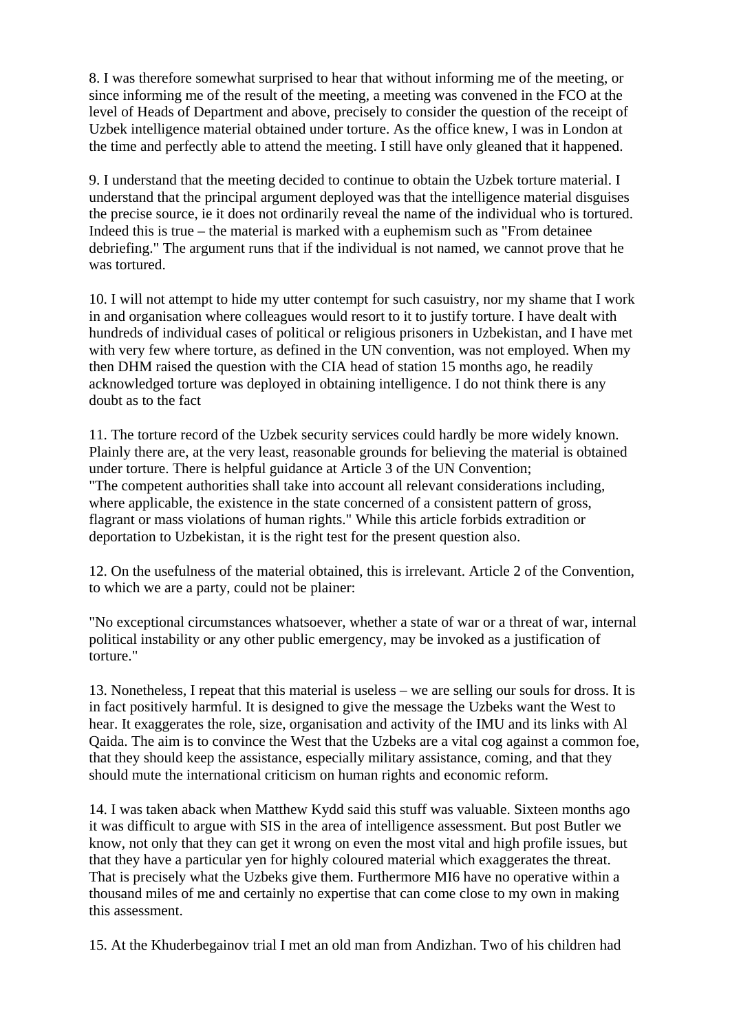8. I was therefore somewhat surprised to hear that without informing me of the meeting, or since informing me of the result of the meeting, a meeting was convened in the FCO at the level of Heads of Department and above, precisely to consider the question of the receipt of Uzbek intelligence material obtained under torture. As the office knew, I was in London at the time and perfectly able to attend the meeting. I still have only gleaned that it happened.

9. I understand that the meeting decided to continue to obtain the Uzbek torture material. I understand that the principal argument deployed was that the intelligence material disguises the precise source, ie it does not ordinarily reveal the name of the individual who is tortured. Indeed this is true – the material is marked with a euphemism such as "From detainee debriefing." The argument runs that if the individual is not named, we cannot prove that he was tortured.

10. I will not attempt to hide my utter contempt for such casuistry, nor my shame that I work in and organisation where colleagues would resort to it to justify torture. I have dealt with hundreds of individual cases of political or religious prisoners in Uzbekistan, and I have met with very few where torture, as defined in the UN convention, was not employed. When my then DHM raised the question with the CIA head of station 15 months ago, he readily acknowledged torture was deployed in obtaining intelligence. I do not think there is any doubt as to the fact

11. The torture record of the Uzbek security services could hardly be more widely known. Plainly there are, at the very least, reasonable grounds for believing the material is obtained under torture. There is helpful guidance at Article 3 of the UN Convention;
"The competent authorities shall take into account all relevant considerations including, where applicable, the existence in the state concerned of a consistent pattern of gross, flagrant or mass violations of human rights." While this article forbids extradition or deportation to Uzbekistan, it is the right test for the present question also.

12. On the usefulness of the material obtained, this is irrelevant. Article 2 of the Convention, to which we are a party, could not be plainer:

"No exceptional circumstances whatsoever, whether a state of war or a threat of war, internal political instability or any other public emergency, may be invoked as a justification of torture."

13. Nonetheless, I repeat that this material is useless – we are selling our souls for dross. It is in fact positively harmful. It is designed to give the message the Uzbeks want the West to hear. It exaggerates the role, size, organisation and activity of the IMU and its links with Al Qaida. The aim is to convince the West that the Uzbeks are a vital cog against a common foe, that they should keep the assistance, especially military assistance, coming, and that they should mute the international criticism on human rights and economic reform.

14. I was taken aback when Matthew Kydd said this stuff was valuable. Sixteen months ago it was difficult to argue with SIS in the area of intelligence assessment. But post Butler we know, not only that they can get it wrong on even the most vital and high profile issues, but that they have a particular yen for highly coloured material which exaggerates the threat. That is precisely what the Uzbeks give them. Furthermore MI6 have no operative within a thousand miles of me and certainly no expertise that can come close to my own in making this assessment.

15. At the Khuderbegainov trial I met an old man from Andizhan. Two of his children had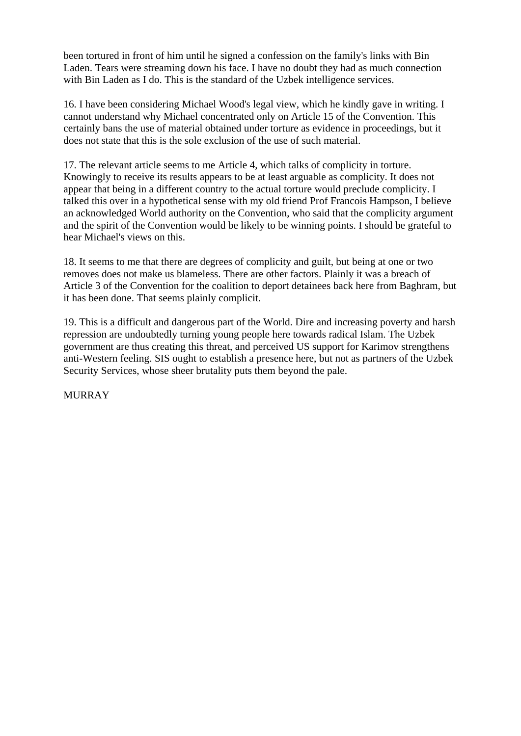been tortured in front of him until he signed a confession on the family's links with Bin Laden. Tears were streaming down his face. I have no doubt they had as much connection with Bin Laden as I do. This is the standard of the Uzbek intelligence services.

16. I have been considering Michael Wood's legal view, which he kindly gave in writing. I cannot understand why Michael concentrated only on Article 15 of the Convention. This certainly bans the use of material obtained under torture as evidence in proceedings, but it does not state that this is the sole exclusion of the use of such material.

17. The relevant article seems to me Article 4, which talks of complicity in torture. Knowingly to receive its results appears to be at least arguable as complicity. It does not appear that being in a different country to the actual torture would preclude complicity. I talked this over in a hypothetical sense with my old friend Prof Francois Hampson, I believe an acknowledged World authority on the Convention, who said that the complicity argument and the spirit of the Convention would be likely to be winning points. I should be grateful to hear Michael's views on this.

18. It seems to me that there are degrees of complicity and guilt, but being at one or two removes does not make us blameless. There are other factors. Plainly it was a breach of Article 3 of the Convention for the coalition to deport detainees back here from Baghram, but it has been done. That seems plainly complicit.

19. This is a difficult and dangerous part of the World. Dire and increasing poverty and harsh repression are undoubtedly turning young people here towards radical Islam. The Uzbek government are thus creating this threat, and perceived US support for Karimov strengthens anti-Western feeling. SIS ought to establish a presence here, but not as partners of the Uzbek Security Services, whose sheer brutality puts them beyond the pale.

MURRAY